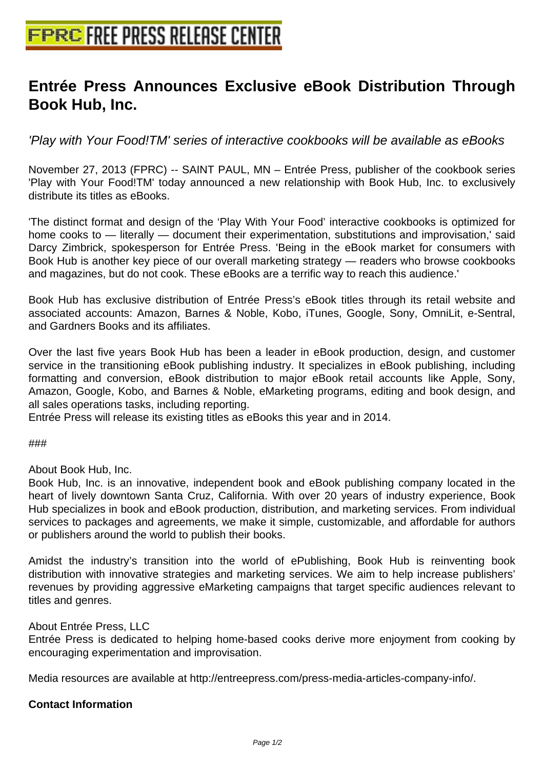# Entrée Press Announces Exclusive eBook Distribution Through Book Hub, Inc.

*'Play with Your Food!TM' series of interactive cookbooks will be available as eBooks*

November 27, 2013 (FPRC) -- SAINT PAUL, MN – Entrée Press, publisher of the cookbook series 'Play with Your Food!TM' today announced a new relationship with Book Hub, Inc. to exclusively distribute its titles as eBooks.

'The distinct format and design of the 'Play With Your Food' interactive cookbooks is optimized for home cooks to — literally — document their experimentation, substitutions and improvisation,' said Darcy Zimbrick, spokesperson for Entrée Press. 'Being in the eBook market for consumers with Book Hub is another key piece of our overall marketing strategy — readers who browse cookbooks and magazines, but do not cook. These eBooks are a terrific way to reach this audience.'

Book Hub has exclusive distribution of Entrée Press's eBook titles through its retail website and associated accounts: Amazon, Barnes & Noble, Kobo, iTunes, Google, Sony, OmniLit, e-Sentral, and Gardners Books and its affiliates.

Over the last five years Book Hub has been a leader in eBook production, design, and customer service in the transitioning eBook publishing industry. It specializes in eBook publishing, including formatting and conversion, eBook distribution to major eBook retail accounts like Apple, Sony, Amazon, Google, Kobo, and Barnes & Noble, eMarketing programs, editing and book design, and all sales operations tasks, including reporting.
Entrée Press will release its existing titles as eBooks this year and in 2014.

###

About Book Hub, Inc.
Book Hub, Inc. is an innovative, independent book and eBook publishing company located in the heart of lively downtown Santa Cruz, California. With over 20 years of industry experience, Book Hub specializes in book and eBook production, distribution, and marketing services. From individual services to packages and agreements, we make it simple, customizable, and affordable for authors or publishers around the world to publish their books.

Amidst the industry's transition into the world of ePublishing, Book Hub is reinventing book distribution with innovative strategies and marketing services. We aim to help increase publishers' revenues by providing aggressive eMarketing campaigns that target specific audiences relevant to titles and genres.

About Entrée Press, LLC
Entrée Press is dedicated to helping home-based cooks derive more enjoyment from cooking by encouraging experimentation and improvisation.

Media resources are available at http://entreepress.com/press-media-articles-company-info/.

**Contact Information**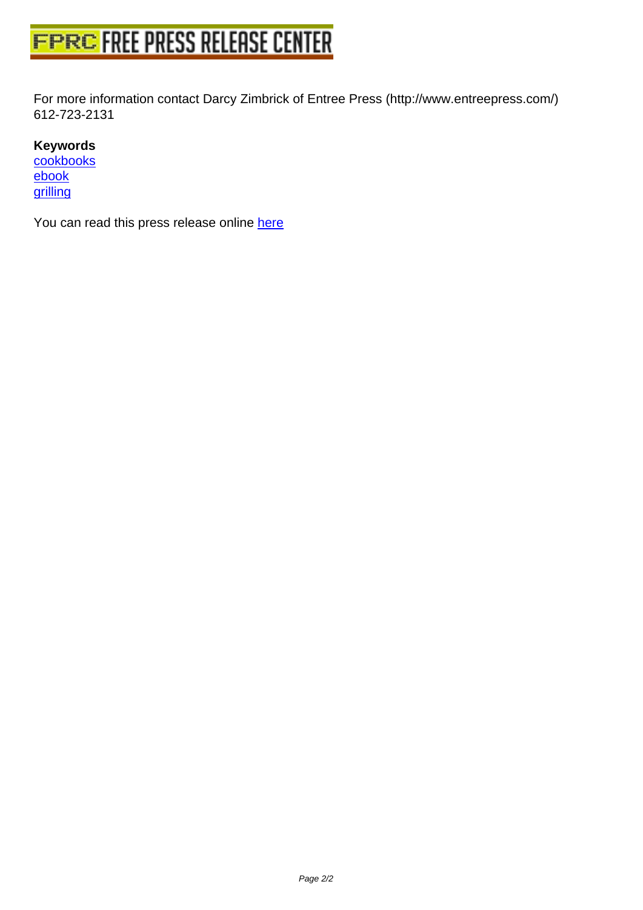For more information contact Darcy Zimbrick of Entree Press (http://www.entreepress.com/)
612-723-2131

**Keywords**
cookbooks
ebook
grilling

You can read this press release online here